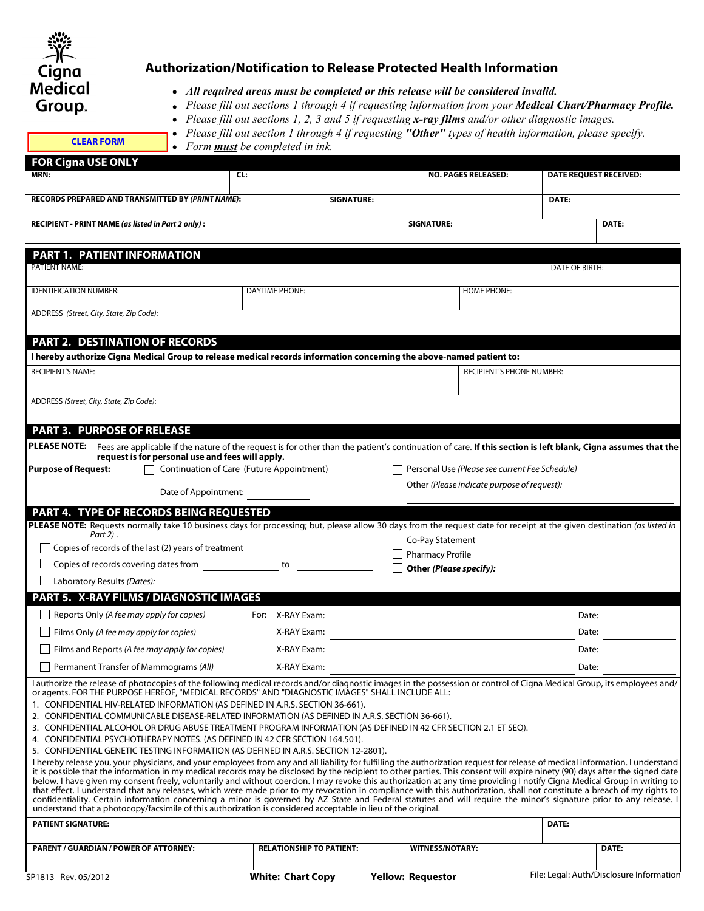Cigna Medical Group.

# Authorization/Notification to Release Protected Health Information

- ***All required areas must be completed or this release will be considered invalid.***
- *Please fill out sections 1 through 4 if requesting information from your **Medical Chart/Pharmacy Profile.***
- *Please fill out sections 1, 2, 3 and 5 if requesting **x-ray films** and/or other diagnostic images.*
- *Please fill out section 1 through 4 if requesting **"Other"** types of health information, please specify.*
- *Form **must** be completed in ink.*

CLEAR FORM

## FOR Cigna USE ONLY

| MRN: | CL: | NO. PAGES RELEASED: | DATE REQUEST RECEIVED: |
|---|---|---|---|
| RECORDS PREPARED AND TRANSMITTED BY *(PRINT NAME)*: | SIGNATURE: | | DATE: |
| RECIPIENT - PRINT NAME *(as listed in Part 2 only)*: | SIGNATURE: | | DATE: |

## PART 1. PATIENT INFORMATION

| PATIENT NAME: | | DATE OF BIRTH: |
|---|---|---|
| IDENTIFICATION NUMBER: | DAYTIME PHONE: | HOME PHONE: |
| ADDRESS *(Street, City, State, Zip Code)*: | | |

## PART 2. DESTINATION OF RECORDS

**I hereby authorize Cigna Medical Group to release medical records information concerning the above-named patient to:**

| RECIPIENT'S NAME: | RECIPIENT'S PHONE NUMBER: |
|---|---|
| ADDRESS *(Street, City, State, Zip Code)*: | |

## PART 3. PURPOSE OF RELEASE

**PLEASE NOTE:** Fees are applicable if the nature of the request is for other than the patient's continuation of care. **If this section is left blank, Cigna assumes that the request is for personal use and fees will apply.**

**Purpose of Request:**

- ☐ Continuation of Care (Future Appointment)
  Date of Appointment: ____________
- ☐ Personal Use *(Please see current Fee Schedule)*
- ☐ Other *(Please indicate purpose of request)*: ____________

## PART 4. TYPE OF RECORDS BEING REQUESTED

**PLEASE NOTE:** Requests normally take 10 business days for processing; but, please allow 30 days from the request date for receipt at the given destination *(as listed in Part 2)*.

- ☐ Copies of records of the last (2) years of treatment
- ☐ Copies of records covering dates from ____________ to ____________
- ☐ Laboratory Results *(Dates)*: ____________
- ☐ Co-Pay Statement
- ☐ Pharmacy Profile
- ☐ **Other *(Please specify)*:** ____________

## PART 5. X-RAY FILMS / DIAGNOSTIC IMAGES

| | For: | Date: |
|---|---|---|
| ☐ Reports Only *(A fee may apply for copies)* | X-RAY Exam: | |
| ☐ Films Only *(A fee may apply for copies)* | X-RAY Exam: | |
| ☐ Films and Reports *(A fee may apply for copies)* | X-RAY Exam: | |
| ☐ Permanent Transfer of Mammograms *(All)* | X-RAY Exam: | |

I authorize the release of photocopies of the following medical records and/or diagnostic images in the possession or control of Cigna Medical Group, its employees and/or agents. FOR THE PURPOSE HEREOF, "MEDICAL RECORDS" AND "DIAGNOSTIC IMAGES" SHALL INCLUDE ALL:

1. CONFIDENTIAL HIV-RELATED INFORMATION (AS DEFINED IN A.R.S. SECTION 36-661).
2. CONFIDENTIAL COMMUNICABLE DISEASE-RELATED INFORMATION (AS DEFINED IN A.R.S. SECTION 36-661).
3. CONFIDENTIAL ALCOHOL OR DRUG ABUSE TREATMENT PROGRAM INFORMATION (AS DEFINED IN 42 CFR SECTION 2.1 ET SEQ).
4. CONFIDENTIAL PSYCHOTHERAPY NOTES. (AS DEFINED IN 42 CFR SECTION 164.501).
5. CONFIDENTIAL GENETIC TESTING INFORMATION (AS DEFINED IN A.R.S. SECTION 12-2801).

I hereby release you, your physicians, and your employees from any and all liability for fulfilling the authorization request for release of medical information. I understand it is possible that the information in my medical records may be disclosed by the recipient to other parties. This consent will expire ninety (90) days after the signed date below. I have given my consent freely, voluntarily and without coercion. I may revoke this authorization at any time providing I notify Cigna Medical Group in writing to that effect. I understand that any releases, which were made prior to my revocation in compliance with this authorization, shall not constitute a breach of my rights to confidentiality. Certain information concerning a minor is governed by AZ State and Federal statutes and will require the minor's signature prior to any release. I understand that a photocopy/facsimile of this authorization is considered acceptable in lieu of the original.

| PATIENT SIGNATURE: | | | DATE: |
|---|---|---|---|
| PARENT / GUARDIAN / POWER OF ATTORNEY: | RELATIONSHIP TO PATIENT: | WITNESS/NOTARY: | DATE: |

SP1813 Rev. 05/2012 **White: Chart Copy** **Yellow: Requestor** File: Legal: Auth/Disclosure Information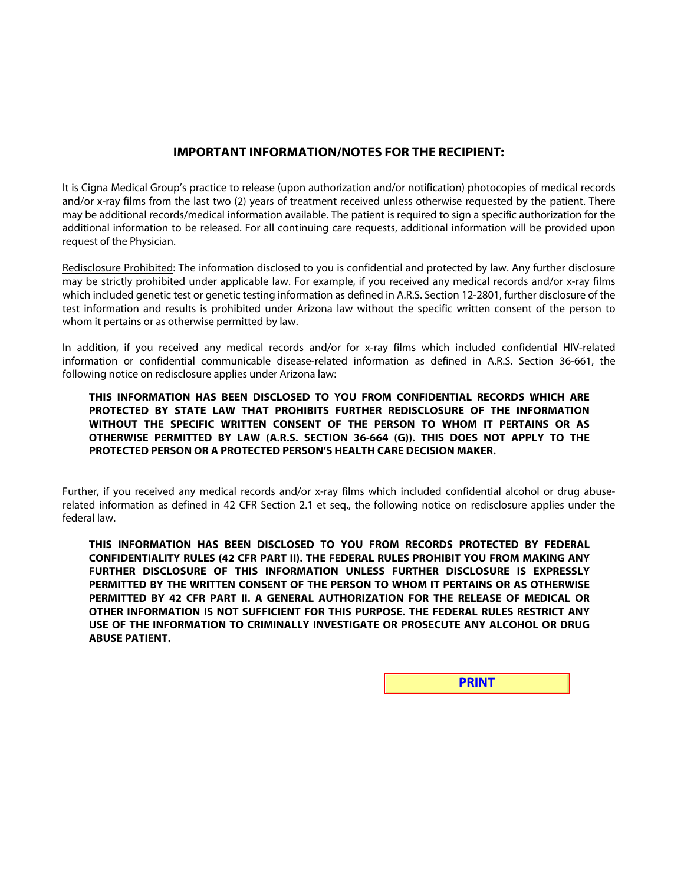## IMPORTANT INFORMATION/NOTES FOR THE RECIPIENT:

It is Cigna Medical Group's practice to release (upon authorization and/or notification) photocopies of medical records and/or x-ray films from the last two (2) years of treatment received unless otherwise requested by the patient. There may be additional records/medical information available. The patient is required to sign a specific authorization for the additional information to be released. For all continuing care requests, additional information will be provided upon request of the Physician.

<u>Redisclosure Prohibited</u>: The information disclosed to you is confidential and protected by law. Any further disclosure may be strictly prohibited under applicable law. For example, if you received any medical records and/or x-ray films which included genetic test or genetic testing information as defined in A.R.S. Section 12-2801, further disclosure of the test information and results is prohibited under Arizona law without the specific written consent of the person to whom it pertains or as otherwise permitted by law.

In addition, if you received any medical records and/or for x-ray films which included confidential HIV-related information or confidential communicable disease-related information as defined in A.R.S. Section 36-661, the following notice on redisclosure applies under Arizona law:

> **THIS INFORMATION HAS BEEN DISCLOSED TO YOU FROM CONFIDENTIAL RECORDS WHICH ARE PROTECTED BY STATE LAW THAT PROHIBITS FURTHER REDISCLOSURE OF THE INFORMATION WITHOUT THE SPECIFIC WRITTEN CONSENT OF THE PERSON TO WHOM IT PERTAINS OR AS OTHERWISE PERMITTED BY LAW (A.R.S. SECTION 36-664 (G)). THIS DOES NOT APPLY TO THE PROTECTED PERSON OR A PROTECTED PERSON'S HEALTH CARE DECISION MAKER.**

Further, if you received any medical records and/or x-ray films which included confidential alcohol or drug abuse-related information as defined in 42 CFR Section 2.1 et seq., the following notice on redisclosure applies under the federal law.

> **THIS INFORMATION HAS BEEN DISCLOSED TO YOU FROM RECORDS PROTECTED BY FEDERAL CONFIDENTIALITY RULES (42 CFR PART II). THE FEDERAL RULES PROHIBIT YOU FROM MAKING ANY FURTHER DISCLOSURE OF THIS INFORMATION UNLESS FURTHER DISCLOSURE IS EXPRESSLY PERMITTED BY THE WRITTEN CONSENT OF THE PERSON TO WHOM IT PERTAINS OR AS OTHERWISE PERMITTED BY 42 CFR PART II. A GENERAL AUTHORIZATION FOR THE RELEASE OF MEDICAL OR OTHER INFORMATION IS NOT SUFFICIENT FOR THIS PURPOSE. THE FEDERAL RULES RESTRICT ANY USE OF THE INFORMATION TO CRIMINALLY INVESTIGATE OR PROSECUTE ANY ALCOHOL OR DRUG ABUSE PATIENT.**

**PRINT**